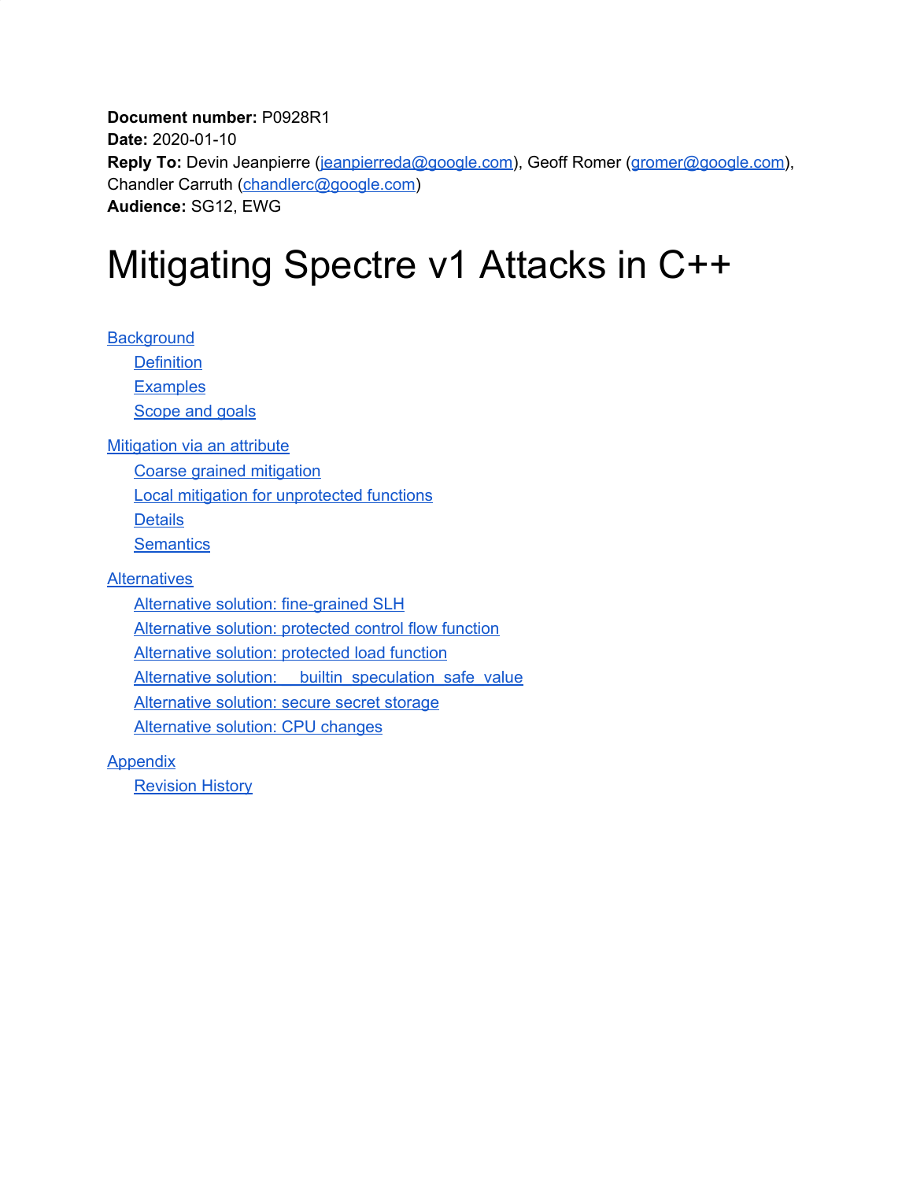**Document number:** P0928R1
**Date:** 2020-01-10
**Reply To:** Devin Jeanpierre (jeanpierreda@google.com), Geoff Romer (gromer@google.com), Chandler Carruth (chandlerc@google.com)
**Audience:** SG12, EWG

# Mitigating Spectre v1 Attacks in C++

- Background
    - Definition
    - Examples
    - Scope and goals
- Mitigation via an attribute
    - Coarse grained mitigation
    - Local mitigation for unprotected functions
    - Details
    - Semantics
- Alternatives
    - Alternative solution: fine-grained SLH
    - Alternative solution: protected control flow function
    - Alternative solution: protected load function
    - Alternative solution: __builtin_speculation_safe_value
    - Alternative solution: secure secret storage
    - Alternative solution: CPU changes
- Appendix
    - Revision History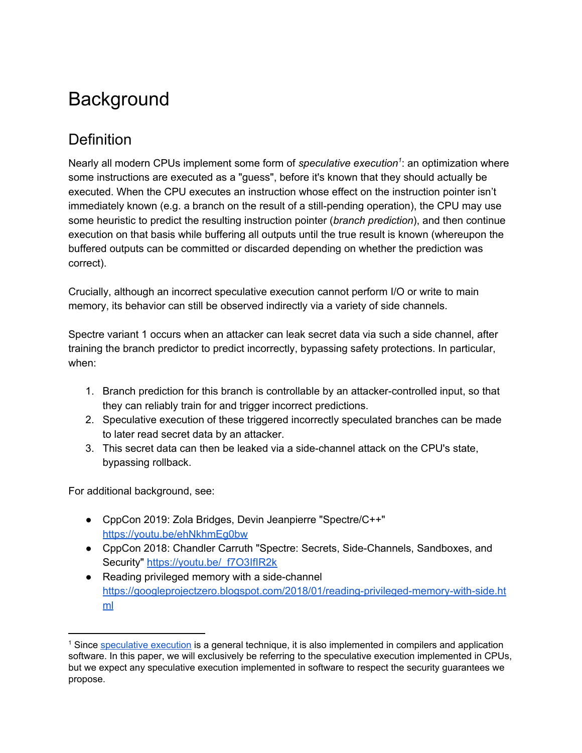# Background

## Definition

Nearly all modern CPUs implement some form of *speculative execution*[1]: an optimization where some instructions are executed as a "guess", before it's known that they should actually be executed. When the CPU executes an instruction whose effect on the instruction pointer isn't immediately known (e.g. a branch on the result of a still-pending operation), the CPU may use some heuristic to predict the resulting instruction pointer (*branch prediction*), and then continue execution on that basis while buffering all outputs until the true result is known (whereupon the buffered outputs can be committed or discarded depending on whether the prediction was correct).

Crucially, although an incorrect speculative execution cannot perform I/O or write to main memory, its behavior can still be observed indirectly via a variety of side channels.

Spectre variant 1 occurs when an attacker can leak secret data via such a side channel, after training the branch predictor to predict incorrectly, bypassing safety protections. In particular, when:

1. Branch prediction for this branch is controllable by an attacker-controlled input, so that they can reliably train for and trigger incorrect predictions.
2. Speculative execution of these triggered incorrectly speculated branches can be made to later read secret data by an attacker.
3. This secret data can then be leaked via a side-channel attack on the CPU's state, bypassing rollback.

For additional background, see:

- CppCon 2019: Zola Bridges, Devin Jeanpierre "Spectre/C++" [https://youtu.be/ehNkhmEg0bw](https://youtu.be/ehNkhmEg0bw)
- CppCon 2018: Chandler Carruth "Spectre: Secrets, Side-Channels, Sandboxes, and Security" [https://youtu.be/_f7O3IfIR2k](https://youtu.be/_f7O3IfIR2k)
- Reading privileged memory with a side-channel [https://googleprojectzero.blogspot.com/2018/01/reading-privileged-memory-with-side.html](https://googleprojectzero.blogspot.com/2018/01/reading-privileged-memory-with-side.html)

---

[1] Since speculative execution is a general technique, it is also implemented in compilers and application software. In this paper, we will exclusively be referring to the speculative execution implemented in CPUs, but we expect any speculative execution implemented in software to respect the security guarantees we propose.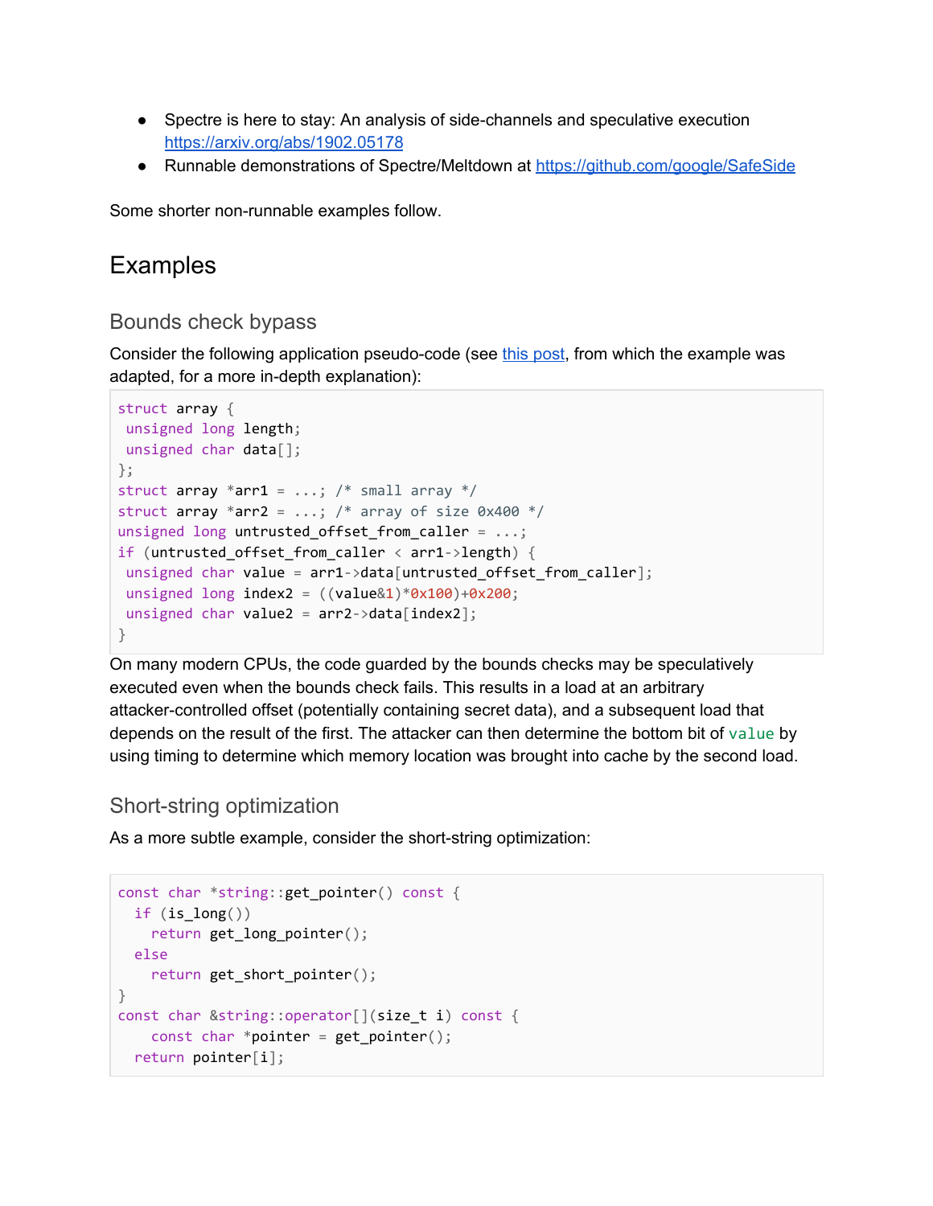- Spectre is here to stay: An analysis of side-channels and speculative execution https://arxiv.org/abs/1902.05178
- Runnable demonstrations of Spectre/Meltdown at https://github.com/google/SafeSide

Some shorter non-runnable examples follow.

# Examples

## Bounds check bypass

Consider the following application pseudo-code (see this post, from which the example was adapted, for a more in-depth explanation):

```
struct array {
 unsigned long length;
 unsigned char data[];
};
struct array *arr1 = ...; /* small array */
struct array *arr2 = ...; /* array of size 0x400 */
unsigned long untrusted_offset_from_caller = ...;
if (untrusted_offset_from_caller < arr1->length) {
 unsigned char value = arr1->data[untrusted_offset_from_caller];
 unsigned long index2 = ((value&1)*0x100)+0x200;
 unsigned char value2 = arr2->data[index2];
}
```

On many modern CPUs, the code guarded by the bounds checks may be speculatively executed even when the bounds check fails. This results in a load at an arbitrary attacker-controlled offset (potentially containing secret data), and a subsequent load that depends on the result of the first. The attacker can then determine the bottom bit of `value` by using timing to determine which memory location was brought into cache by the second load.

## Short-string optimization

As a more subtle example, consider the short-string optimization:

```
const char *string::get_pointer() const {
  if (is_long())
    return get_long_pointer();
  else
    return get_short_pointer();
}
const char &string::operator[](size_t i) const {
    const char *pointer = get_pointer();
  return pointer[i];
```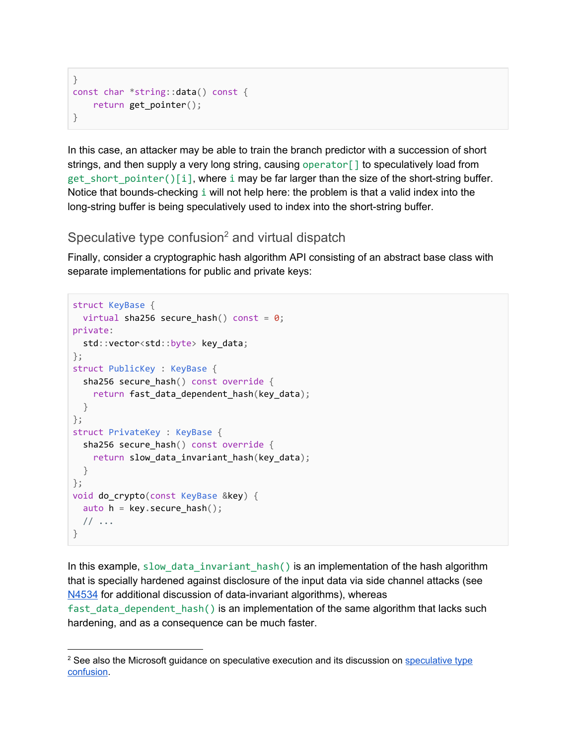```
}
const char *string::data() const {
    return get_pointer();
}
```

In this case, an attacker may be able to train the branch predictor with a succession of short strings, and then supply a very long string, causing `operator[]` to speculatively load from `get_short_pointer()[i]`, where `i` may be far larger than the size of the short-string buffer. Notice that bounds-checking `i` will not help here: the problem is that a valid index into the long-string buffer is being speculatively used to index into the short-string buffer.

## Speculative type confusion[2] and virtual dispatch

Finally, consider a cryptographic hash algorithm API consisting of an abstract base class with separate implementations for public and private keys:

```
struct KeyBase {
  virtual sha256 secure_hash() const = 0;
private:
  std::vector<std::byte> key_data;
};
struct PublicKey : KeyBase {
  sha256 secure_hash() const override {
    return fast_data_dependent_hash(key_data);
  }
};
struct PrivateKey : KeyBase {
  sha256 secure_hash() const override {
    return slow_data_invariant_hash(key_data);
  }
};
void do_crypto(const KeyBase &key) {
  auto h = key.secure_hash();
  // ...
}
```

In this example, `slow_data_invariant_hash()` is an implementation of the hash algorithm that is specially hardened against disclosure of the input data via side channel attacks (see N4534 for additional discussion of data-invariant algorithms), whereas `fast_data_dependent_hash()` is an implementation of the same algorithm that lacks such hardening, and as a consequence can be much faster.

---

[2] See also the Microsoft guidance on speculative execution and its discussion on speculative type confusion.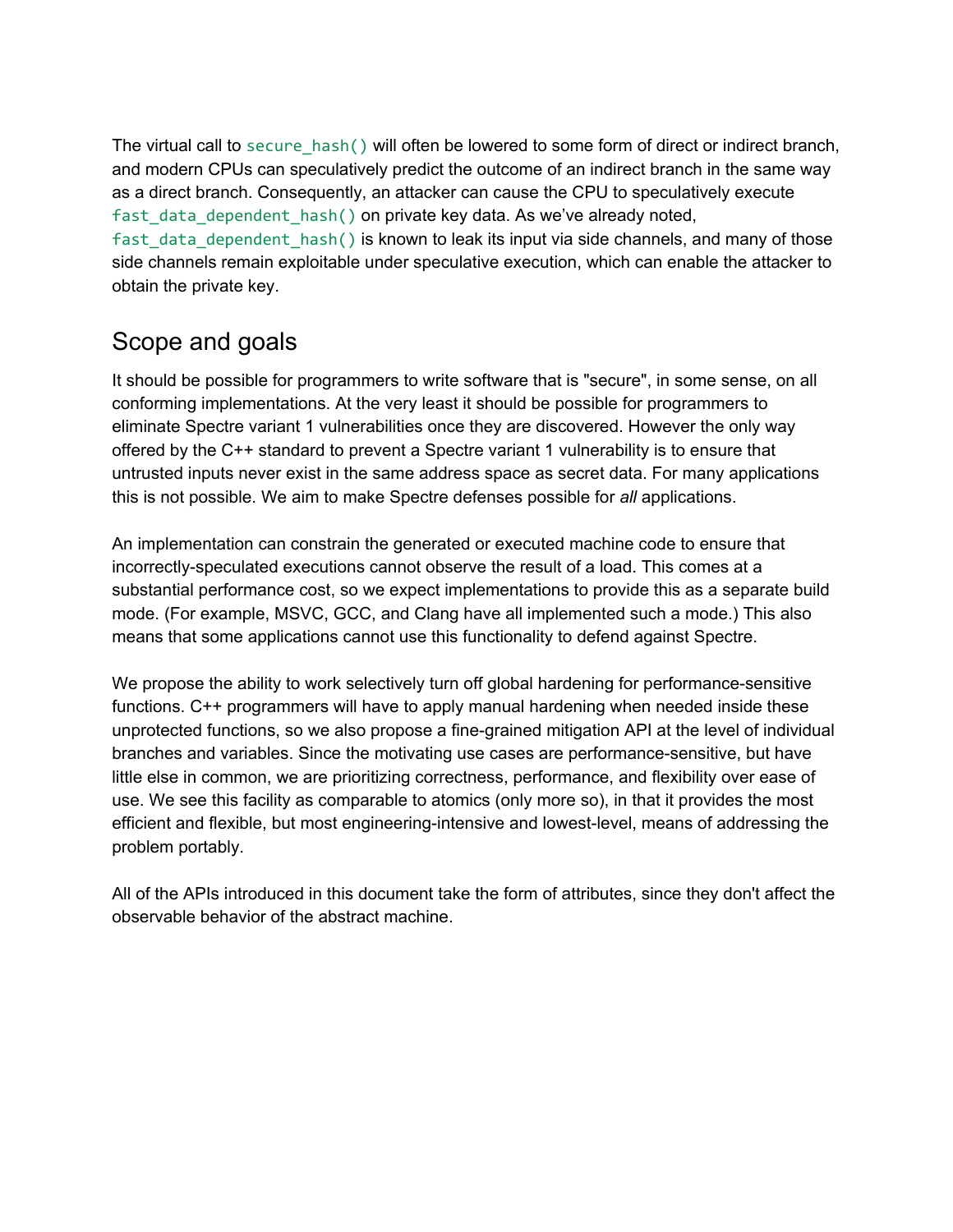The virtual call to `secure_hash()` will often be lowered to some form of direct or indirect branch, and modern CPUs can speculatively predict the outcome of an indirect branch in the same way as a direct branch. Consequently, an attacker can cause the CPU to speculatively execute `fast_data_dependent_hash()` on private key data. As we've already noted, `fast_data_dependent_hash()` is known to leak its input via side channels, and many of those side channels remain exploitable under speculative execution, which can enable the attacker to obtain the private key.

## Scope and goals

It should be possible for programmers to write software that is "secure", in some sense, on all conforming implementations. At the very least it should be possible for programmers to eliminate Spectre variant 1 vulnerabilities once they are discovered. However the only way offered by the C++ standard to prevent a Spectre variant 1 vulnerability is to ensure that untrusted inputs never exist in the same address space as secret data. For many applications this is not possible. We aim to make Spectre defenses possible for *all* applications.

An implementation can constrain the generated or executed machine code to ensure that incorrectly-speculated executions cannot observe the result of a load. This comes at a substantial performance cost, so we expect implementations to provide this as a separate build mode. (For example, MSVC, GCC, and Clang have all implemented such a mode.) This also means that some applications cannot use this functionality to defend against Spectre.

We propose the ability to work selectively turn off global hardening for performance-sensitive functions. C++ programmers will have to apply manual hardening when needed inside these unprotected functions, so we also propose a fine-grained mitigation API at the level of individual branches and variables. Since the motivating use cases are performance-sensitive, but have little else in common, we are prioritizing correctness, performance, and flexibility over ease of use. We see this facility as comparable to atomics (only more so), in that it provides the most efficient and flexible, but most engineering-intensive and lowest-level, means of addressing the problem portably.

All of the APIs introduced in this document take the form of attributes, since they don't affect the observable behavior of the abstract machine.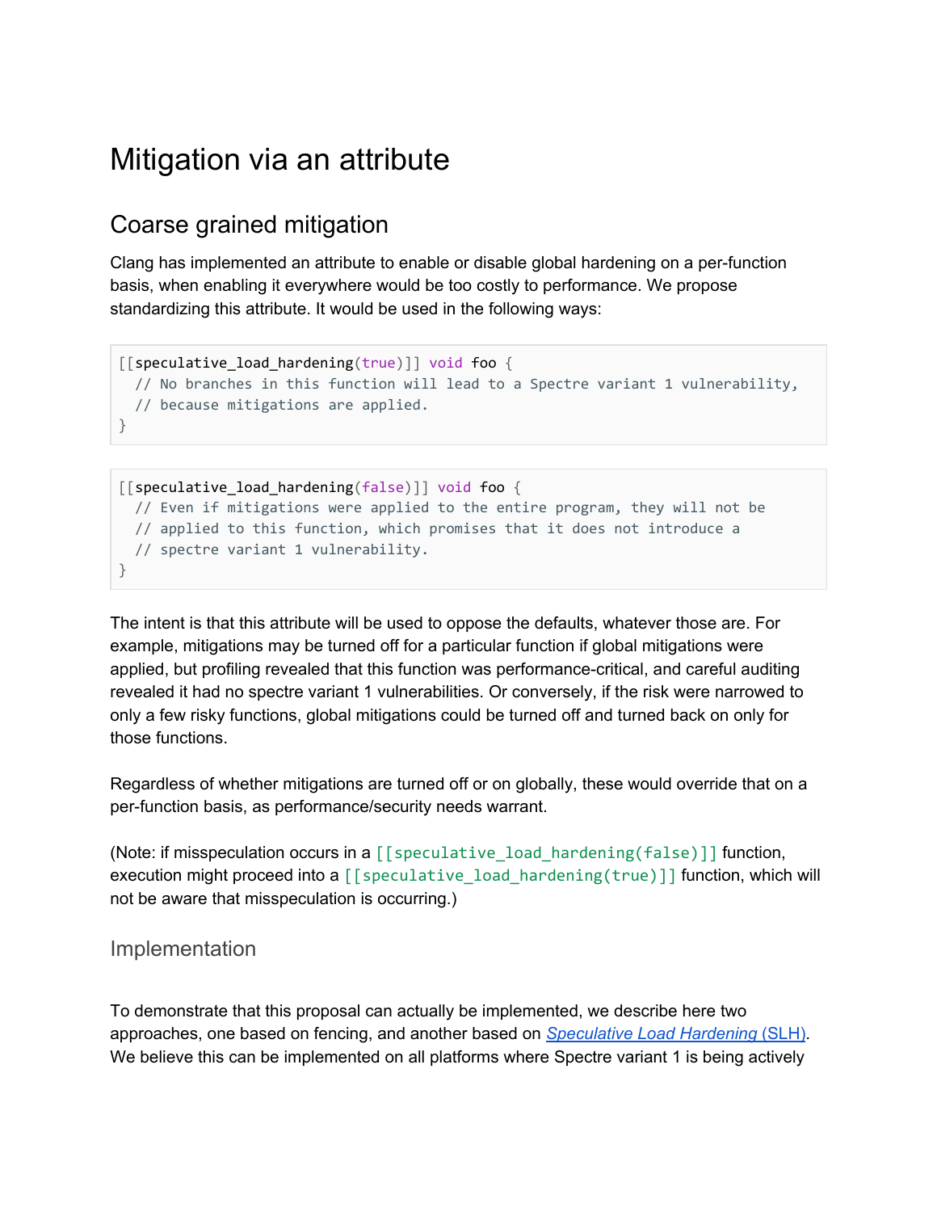# Mitigation via an attribute

## Coarse grained mitigation

Clang has implemented an attribute to enable or disable global hardening on a per-function basis, when enabling it everywhere would be too costly to performance. We propose standardizing this attribute. It would be used in the following ways:

```
[[speculative_load_hardening(true)]] void foo {
  // No branches in this function will lead to a Spectre variant 1 vulnerability,
  // because mitigations are applied.
}
```

```
[[speculative_load_hardening(false)]] void foo {
  // Even if mitigations were applied to the entire program, they will not be
  // applied to this function, which promises that it does not introduce a
  // spectre variant 1 vulnerability.
}
```

The intent is that this attribute will be used to oppose the defaults, whatever those are. For example, mitigations may be turned off for a particular function if global mitigations were applied, but profiling revealed that this function was performance-critical, and careful auditing revealed it had no spectre variant 1 vulnerabilities. Or conversely, if the risk were narrowed to only a few risky functions, global mitigations could be turned off and turned back on only for those functions.

Regardless of whether mitigations are turned off or on globally, these would override that on a per-function basis, as performance/security needs warrant.

(Note: if misspeculation occurs in a `[[speculative_load_hardening(false)]]` function, execution might proceed into a `[[speculative_load_hardening(true)]]` function, which will not be aware that misspeculation is occurring.)

### Implementation

To demonstrate that this proposal can actually be implemented, we describe here two approaches, one based on fencing, and another based on *Speculative Load Hardening* (SLH). We believe this can be implemented on all platforms where Spectre variant 1 is being actively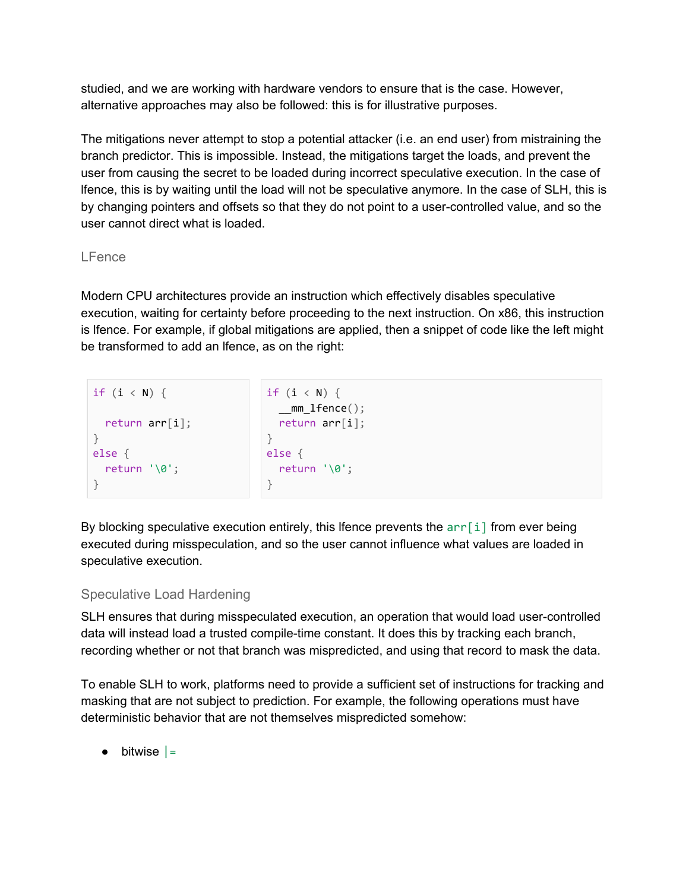studied, and we are working with hardware vendors to ensure that is the case. However, alternative approaches may also be followed: this is for illustrative purposes.

The mitigations never attempt to stop a potential attacker (i.e. an end user) from mistraining the branch predictor. This is impossible. Instead, the mitigations target the loads, and prevent the user from causing the secret to be loaded during incorrect speculative execution. In the case of lfence, this is by waiting until the load will not be speculative anymore. In the case of SLH, this is by changing pointers and offsets so that they do not point to a user-controlled value, and so the user cannot direct what is loaded.

### LFence

Modern CPU architectures provide an instruction which effectively disables speculative execution, waiting for certainty before proceeding to the next instruction. On x86, this instruction is lfence. For example, if global mitigations are applied, then a snippet of code like the left might be transformed to add an lfence, as on the right:

```
if (i < N) {

  return arr[i];
}
else {
  return '\0';
}
```

```
if (i < N) {
  __mm_lfence();
  return arr[i];
}
else {
  return '\0';
}
```

By blocking speculative execution entirely, this lfence prevents the `arr[i]` from ever being executed during misspeculation, and so the user cannot influence what values are loaded in speculative execution.

### Speculative Load Hardening

SLH ensures that during misspeculated execution, an operation that would load user-controlled data will instead load a trusted compile-time constant. It does this by tracking each branch, recording whether or not that branch was mispredicted, and using that record to mask the data.

To enable SLH to work, platforms need to provide a sufficient set of instructions for tracking and masking that are not subject to prediction. For example, the following operations must have deterministic behavior that are not themselves mispredicted somehow:

- bitwise `|=`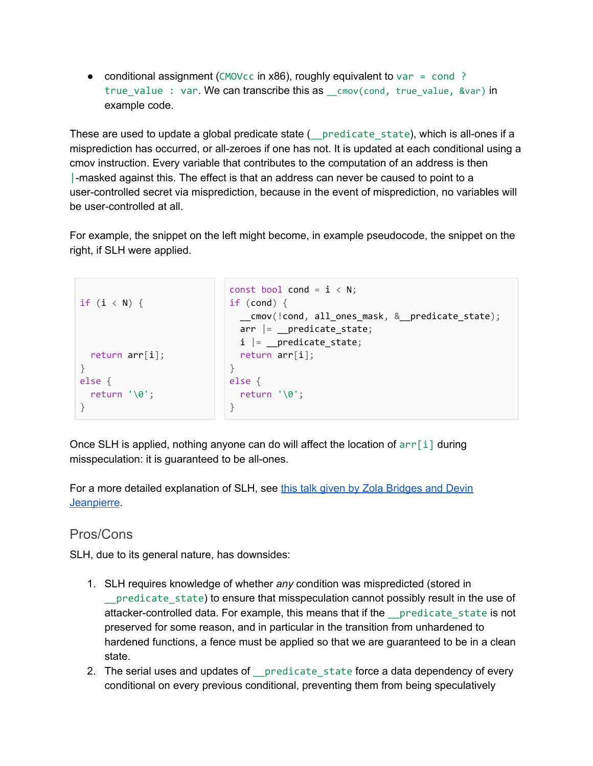- conditional assignment (`CMOVcc` in x86), roughly equivalent to `var = cond ? true_value : var`. We can transcribe this as `__cmov(cond, true_value, &var)` in example code.

These are used to update a global predicate state (`__predicate_state`), which is all-ones if a misprediction has occurred, or all-zeroes if one has not. It is updated at each conditional using a cmov instruction. Every variable that contributes to the computation of an address is then `|`-masked against this. The effect is that an address can never be caused to point to a user-controlled secret via misprediction, because in the event of misprediction, no variables will be user-controlled at all.

For example, the snippet on the left might become, in example pseudocode, the snippet on the right, if SLH were applied.

```
if (i < N) {



  return arr[i];
}
else {
  return '\0';
}
```

```
const bool cond = i < N;
if (cond) {
  __cmov(!cond, all_ones_mask, &__predicate_state);
  arr |= __predicate_state;
  i |= __predicate_state;
  return arr[i];
}
else {
  return '\0';
}
```

Once SLH is applied, nothing anyone can do will affect the location of `arr[i]` during misspeculation: it is guaranteed to be all-ones.

For a more detailed explanation of SLH, see [this talk given by Zola Bridges and Devin Jeanpierre]().

## Pros/Cons

SLH, due to its general nature, has downsides:

1. SLH requires knowledge of whether *any* condition was mispredicted (stored in `__predicate_state`) to ensure that misspeculation cannot possibly result in the use of attacker-controlled data. For example, this means that if the `__predicate_state` is not preserved for some reason, and in particular in the transition from unhardened to hardened functions, a fence must be applied so that we are guaranteed to be in a clean state.
2. The serial uses and updates of `__predicate_state` force a data dependency of every conditional on every previous conditional, preventing them from being speculatively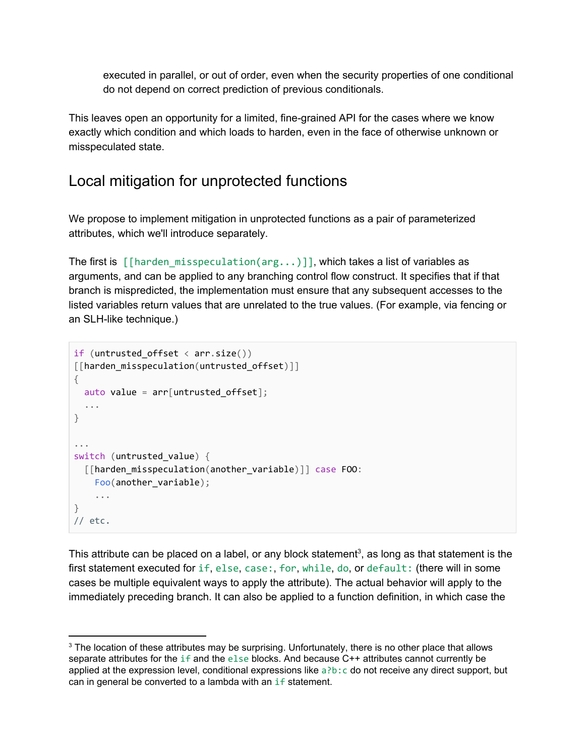executed in parallel, or out of order, even when the security properties of one conditional do not depend on correct prediction of previous conditionals.

This leaves open an opportunity for a limited, fine-grained API for the cases where we know exactly which condition and which loads to harden, even in the face of otherwise unknown or misspeculated state.

## Local mitigation for unprotected functions

We propose to implement mitigation in unprotected functions as a pair of parameterized attributes, which we'll introduce separately.

The first is `[[harden_misspeculation(arg...)]]`, which takes a list of variables as arguments, and can be applied to any branching control flow construct. It specifies that if that branch is mispredicted, the implementation must ensure that any subsequent accesses to the listed variables return values that are unrelated to the true values. (For example, via fencing or an SLH-like technique.)

```
if (untrusted_offset < arr.size())
[[harden_misspeculation(untrusted_offset)]]
{
  auto value = arr[untrusted_offset];
  ...
}

...
switch (untrusted_value) {
  [[harden_misspeculation(another_variable)]] case FOO:
    Foo(another_variable);
    ...
}
// etc.
```

This attribute can be placed on a label, or any block statement[3], as long as that statement is the first statement executed for `if`, `else`, `case:`, `for`, `while`, `do`, or `default:` (there will in some cases be multiple equivalent ways to apply the attribute). The actual behavior will apply to the immediately preceding branch. It can also be applied to a function definition, in which case the

---

[3] The location of these attributes may be surprising. Unfortunately, there is no other place that allows separate attributes for the `if` and the `else` blocks. And because C++ attributes cannot currently be applied at the expression level, conditional expressions like `a?b:c` do not receive any direct support, but can in general be converted to a lambda with an `if` statement.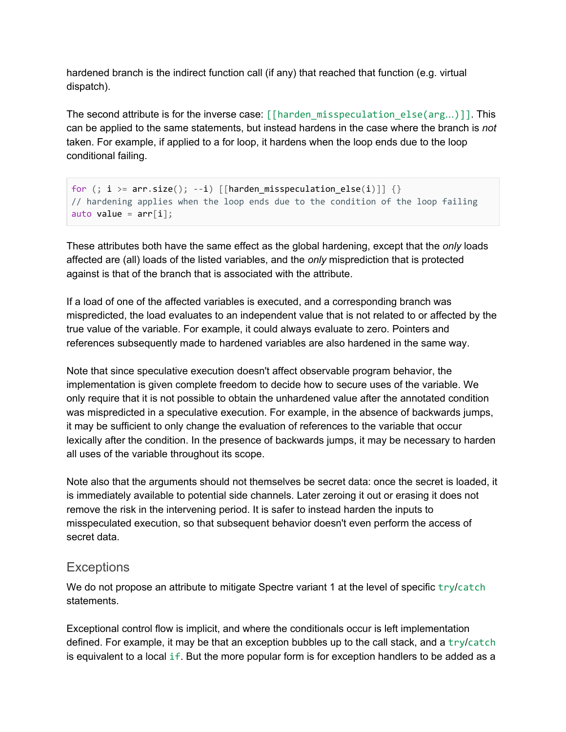hardened branch is the indirect function call (if any) that reached that function (e.g. virtual dispatch).

The second attribute is for the inverse case: `[[harden_misspeculation_else(arg...)]]`. This can be applied to the same statements, but instead hardens in the case where the branch is *not* taken. For example, if applied to a for loop, it hardens when the loop ends due to the loop conditional failing.

```
for (; i >= arr.size(); --i) [[harden_misspeculation_else(i)]] {}
// hardening applies when the loop ends due to the condition of the loop failing
auto value = arr[i];
```

These attributes both have the same effect as the global hardening, except that the *only* loads affected are (all) loads of the listed variables, and the *only* misprediction that is protected against is that of the branch that is associated with the attribute.

If a load of one of the affected variables is executed, and a corresponding branch was mispredicted, the load evaluates to an independent value that is not related to or affected by the true value of the variable. For example, it could always evaluate to zero. Pointers and references subsequently made to hardened variables are also hardened in the same way.

Note that since speculative execution doesn't affect observable program behavior, the implementation is given complete freedom to decide how to secure uses of the variable. We only require that it is not possible to obtain the unhardened value after the annotated condition was mispredicted in a speculative execution. For example, in the absence of backwards jumps, it may be sufficient to only change the evaluation of references to the variable that occur lexically after the condition. In the presence of backwards jumps, it may be necessary to harden all uses of the variable throughout its scope.

Note also that the arguments should not themselves be secret data: once the secret is loaded, it is immediately available to potential side channels. Later zeroing it out or erasing it does not remove the risk in the intervening period. It is safer to instead harden the inputs to misspeculated execution, so that subsequent behavior doesn't even perform the access of secret data.

## Exceptions

We do not propose an attribute to mitigate Spectre variant 1 at the level of specific `try`/`catch` statements.

Exceptional control flow is implicit, and where the conditionals occur is left implementation defined. For example, it may be that an exception bubbles up to the call stack, and a `try`/`catch` is equivalent to a local `if`. But the more popular form is for exception handlers to be added as a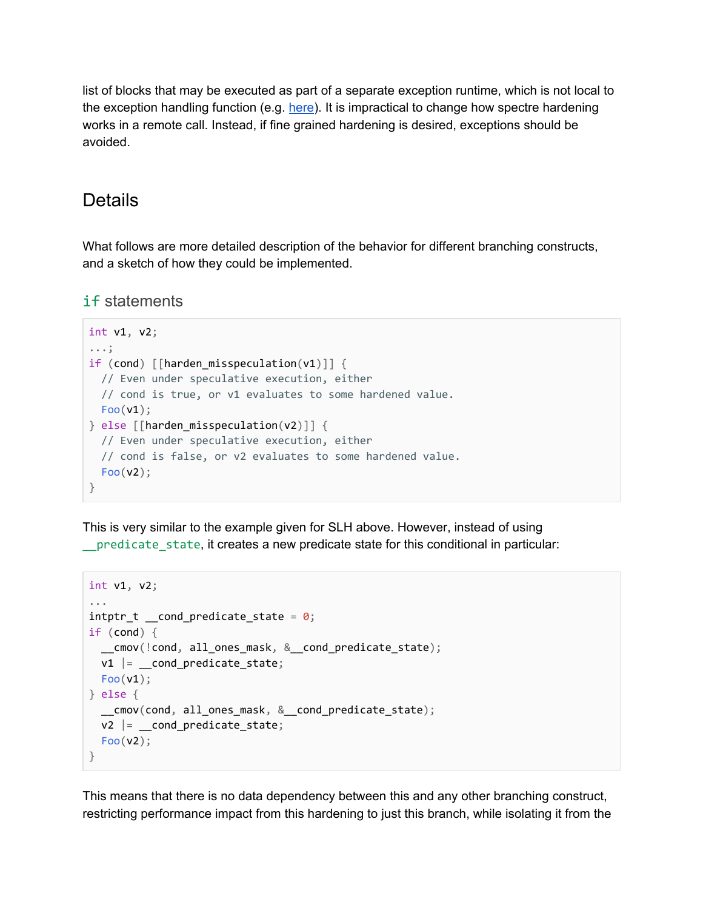list of blocks that may be executed as part of a separate exception runtime, which is not local to the exception handling function (e.g. here). It is impractical to change how spectre hardening works in a remote call. Instead, if fine grained hardening is desired, exceptions should be avoided.

## Details

What follows are more detailed description of the behavior for different branching constructs, and a sketch of how they could be implemented.

### `if` statements

```
int v1, v2;
...;
if (cond) [[harden_misspeculation(v1)]] {
  // Even under speculative execution, either
  // cond is true, or v1 evaluates to some hardened value.
  Foo(v1);
} else [[harden_misspeculation(v2)]] {
  // Even under speculative execution, either
  // cond is false, or v2 evaluates to some hardened value.
  Foo(v2);
}
```

This is very similar to the example given for SLH above. However, instead of using `__predicate_state`, it creates a new predicate state for this conditional in particular:

```
int v1, v2;
...
intptr_t __cond_predicate_state = 0;
if (cond) {
  __cmov(!cond, all_ones_mask, &__cond_predicate_state);
  v1 |= __cond_predicate_state;
  Foo(v1);
} else {
  __cmov(cond, all_ones_mask, &__cond_predicate_state);
  v2 |= __cond_predicate_state;
  Foo(v2);
}
```

This means that there is no data dependency between this and any other branching construct, restricting performance impact from this hardening to just this branch, while isolating it from the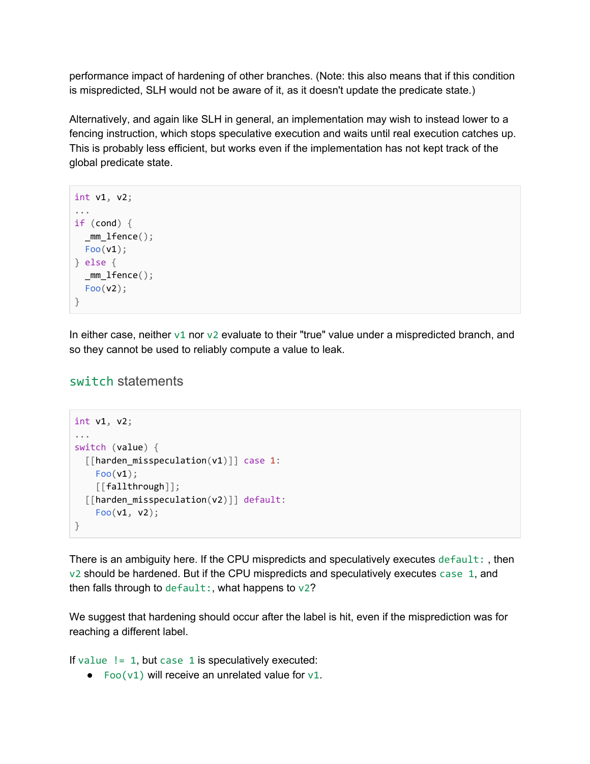performance impact of hardening of other branches. (Note: this also means that if this condition is mispredicted, SLH would not be aware of it, as it doesn't update the predicate state.)

Alternatively, and again like SLH in general, an implementation may wish to instead lower to a fencing instruction, which stops speculative execution and waits until real execution catches up. This is probably less efficient, but works even if the implementation has not kept track of the global predicate state.

```
int v1, v2;
...
if (cond) {
  _mm_lfence();
  Foo(v1);
} else {
  _mm_lfence();
  Foo(v2);
}
```

In either case, neither `v1` nor `v2` evaluate to their "true" value under a mispredicted branch, and so they cannot be used to reliably compute a value to leak.

## `switch` statements

```
int v1, v2;
...
switch (value) {
  [[harden_misspeculation(v1)]] case 1:
    Foo(v1);
    [[fallthrough]];
  [[harden_misspeculation(v2)]] default:
    Foo(v1, v2);
}
```

There is an ambiguity here. If the CPU mispredicts and speculatively executes `default:` , then `v2` should be hardened. But if the CPU mispredicts and speculatively executes `case 1`, and then falls through to `default:`, what happens to `v2`?

We suggest that hardening should occur after the label is hit, even if the misprediction was for reaching a different label.

If `value != 1`, but `case 1` is speculatively executed:

- `Foo(v1)` will receive an unrelated value for `v1`.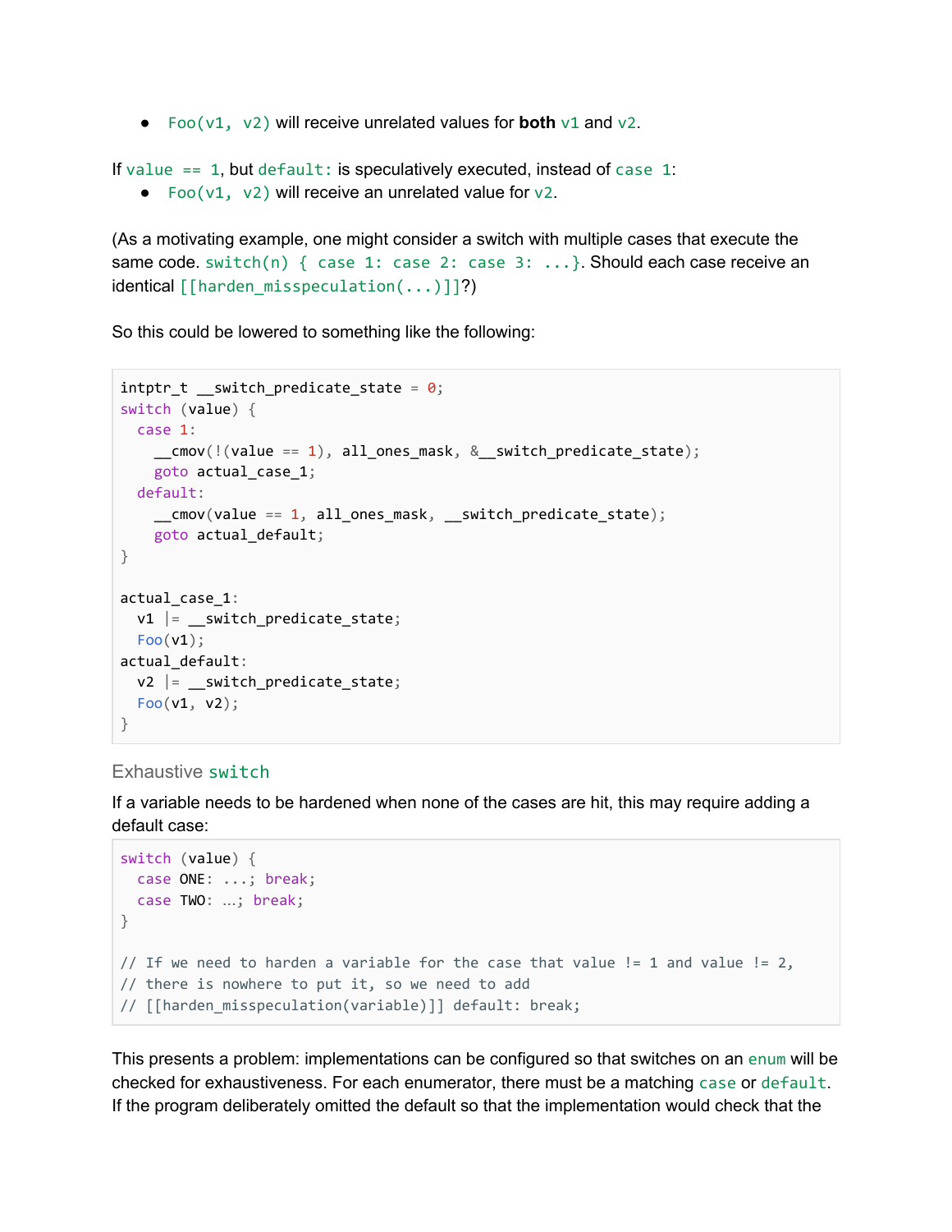- `Foo(v1, v2)` will receive unrelated values for **both** `v1` and `v2`.

If `value == 1`, but `default:` is speculatively executed, instead of `case 1`:

- `Foo(v1, v2)` will receive an unrelated value for `v2`.

(As a motivating example, one might consider a switch with multiple cases that execute the same code. `switch(n) { case 1: case 2: case 3: ...}`. Should each case receive an identical `[[harden_misspeculation(...)]]`?)

So this could be lowered to something like the following:

```
intptr_t __switch_predicate_state = 0;
switch (value) {
  case 1:
    __cmov(!(value == 1), all_ones_mask, &__switch_predicate_state);
    goto actual_case_1;
  default:
    __cmov(value == 1, all_ones_mask, __switch_predicate_state);
    goto actual_default;
}

actual_case_1:
  v1 |= __switch_predicate_state;
  Foo(v1);
actual_default:
  v2 |= __switch_predicate_state;
  Foo(v1, v2);
}
```

### Exhaustive `switch`

If a variable needs to be hardened when none of the cases are hit, this may require adding a default case:

```
switch (value) {
  case ONE: ...; break;
  case TWO: ...; break;
}

// If we need to harden a variable for the case that value != 1 and value != 2,
// there is nowhere to put it, so we need to add
// [[harden_misspeculation(variable)]] default: break;
```

This presents a problem: implementations can be configured so that switches on an `enum` will be checked for exhaustiveness. For each enumerator, there must be a matching `case` or `default`. If the program deliberately omitted the default so that the implementation would check that the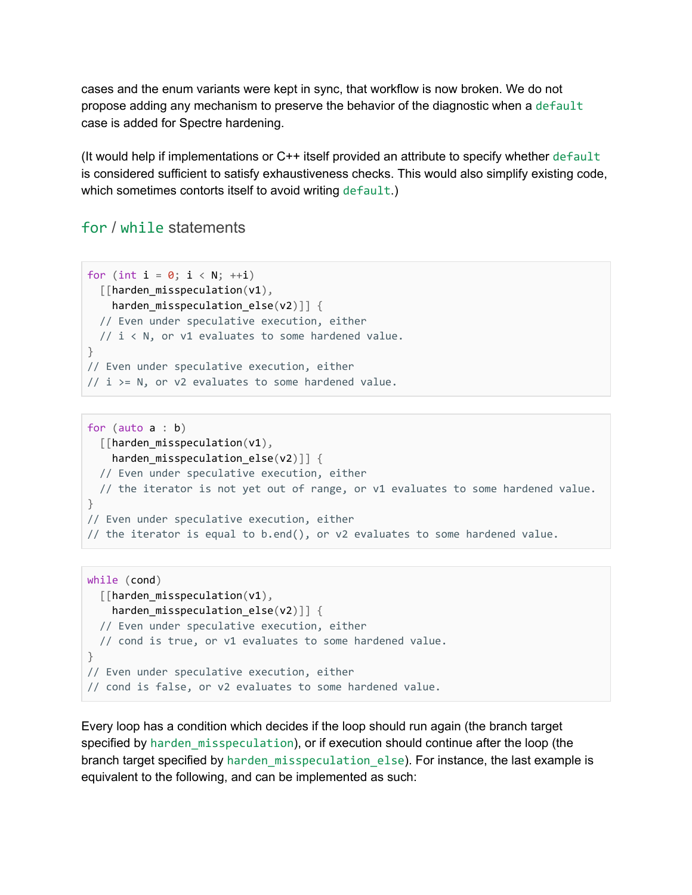cases and the enum variants were kept in sync, that workflow is now broken. We do not propose adding any mechanism to preserve the behavior of the diagnostic when a `default` case is added for Spectre hardening.

(It would help if implementations or C++ itself provided an attribute to specify whether `default` is considered sufficient to satisfy exhaustiveness checks. This would also simplify existing code, which sometimes contorts itself to avoid writing `default`.)

## `for` / `while` statements

```
for (int i = 0; i < N; ++i)
  [[harden_misspeculation(v1),
    harden_misspeculation_else(v2)]] {
  // Even under speculative execution, either
  // i < N, or v1 evaluates to some hardened value.
}
// Even under speculative execution, either
// i >= N, or v2 evaluates to some hardened value.
```

```
for (auto a : b)
  [[harden_misspeculation(v1),
    harden_misspeculation_else(v2)]] {
  // Even under speculative execution, either
  // the iterator is not yet out of range, or v1 evaluates to some hardened value.
}
// Even under speculative execution, either
// the iterator is equal to b.end(), or v2 evaluates to some hardened value.
```

```
while (cond)
  [[harden_misspeculation(v1),
    harden_misspeculation_else(v2)]] {
  // Even under speculative execution, either
  // cond is true, or v1 evaluates to some hardened value.
}
// Even under speculative execution, either
// cond is false, or v2 evaluates to some hardened value.
```

Every loop has a condition which decides if the loop should run again (the branch target specified by `harden_misspeculation`), or if execution should continue after the loop (the branch target specified by `harden_misspeculation_else`). For instance, the last example is equivalent to the following, and can be implemented as such: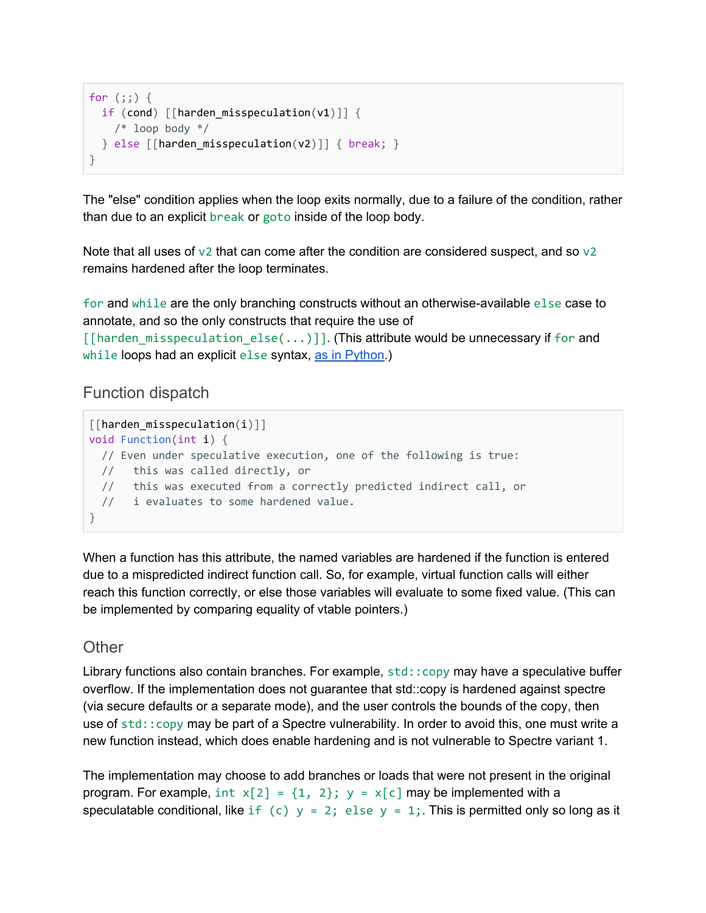```
for (;;) {
  if (cond) [[harden_misspeculation(v1)]] {
    /* loop body */
  } else [[harden_misspeculation(v2)]] { break; }
}
```

The "else" condition applies when the loop exits normally, due to a failure of the condition, rather than due to an explicit `break` or `goto` inside of the loop body.

Note that all uses of `v2` that can come after the condition are considered suspect, and so `v2` remains hardened after the loop terminates.

`for` and `while` are the only branching constructs without an otherwise-available `else` case to annotate, and so the only constructs that require the use of `[[harden_misspeculation_else(...)]]`. (This attribute would be unnecessary if `for` and `while` loops had an explicit `else` syntax, as in Python.)

## Function dispatch

```
[[harden_misspeculation(i)]]
void Function(int i) {
  // Even under speculative execution, one of the following is true:
  //   this was called directly, or
  //   this was executed from a correctly predicted indirect call, or
  //   i evaluates to some hardened value.
}
```

When a function has this attribute, the named variables are hardened if the function is entered due to a mispredicted indirect function call. So, for example, virtual function calls will either reach this function correctly, or else those variables will evaluate to some fixed value. (This can be implemented by comparing equality of vtable pointers.)

## Other

Library functions also contain branches. For example, `std::copy` may have a speculative buffer overflow. If the implementation does not guarantee that std::copy is hardened against spectre (via secure defaults or a separate mode), and the user controls the bounds of the copy, then use of `std::copy` may be part of a Spectre vulnerability. In order to avoid this, one must write a new function instead, which does enable hardening and is not vulnerable to Spectre variant 1.

The implementation may choose to add branches or loads that were not present in the original program. For example, `int x[2] = {1, 2}; y = x[c]` may be implemented with a speculatable conditional, like `if (c) y = 2; else y = 1;`. This is permitted only so long as it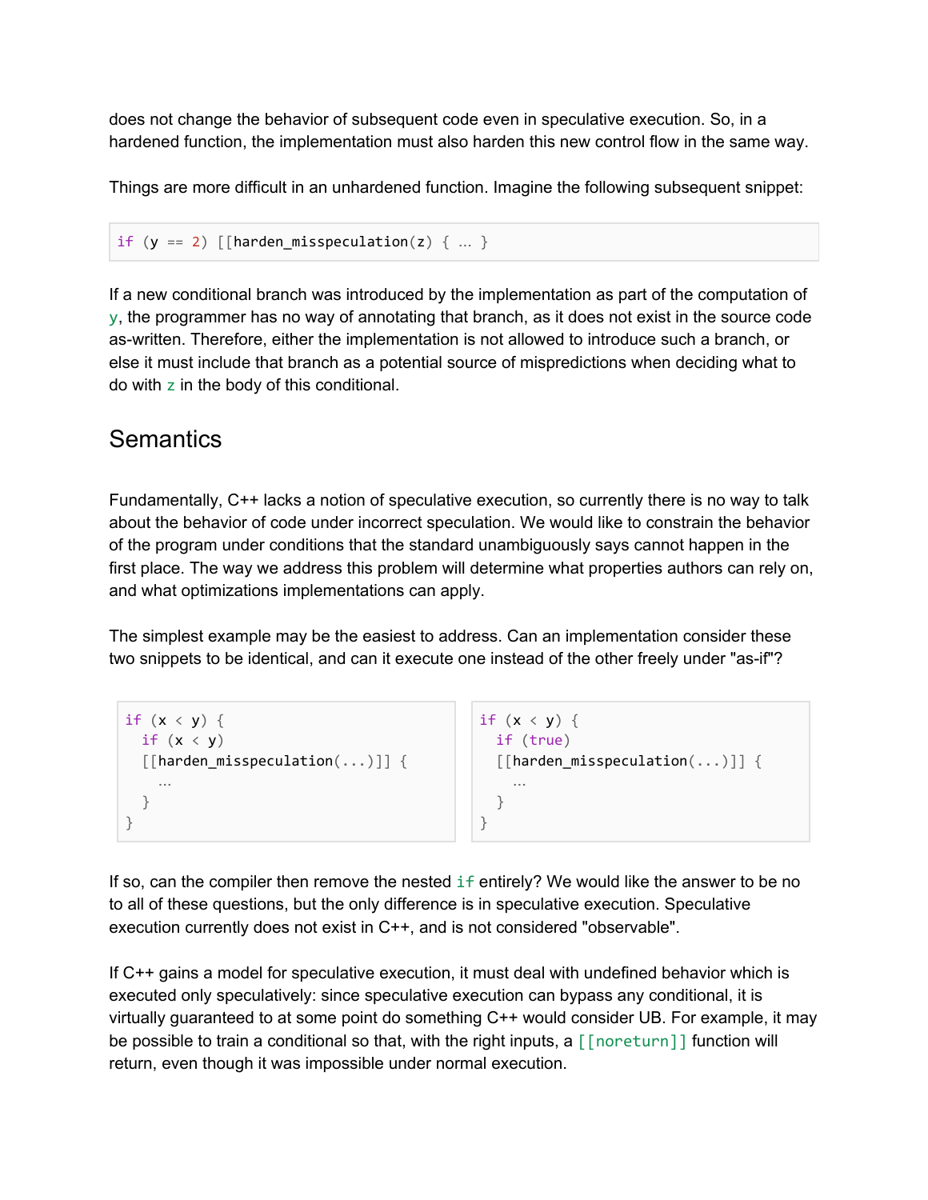does not change the behavior of subsequent code even in speculative execution. So, in a hardened function, the implementation must also harden this new control flow in the same way.

Things are more difficult in an unhardened function. Imagine the following subsequent snippet:

```
if (y == 2) [[harden_misspeculation(z) { … }
```

If a new conditional branch was introduced by the implementation as part of the computation of `y`, the programmer has no way of annotating that branch, as it does not exist in the source code as-written. Therefore, either the implementation is not allowed to introduce such a branch, or else it must include that branch as a potential source of mispredictions when deciding what to do with `z` in the body of this conditional.

## Semantics

Fundamentally, C++ lacks a notion of speculative execution, so currently there is no way to talk about the behavior of code under incorrect speculation. We would like to constrain the behavior of the program under conditions that the standard unambiguously says cannot happen in the first place. The way we address this problem will determine what properties authors can rely on, and what optimizations implementations can apply.

The simplest example may be the easiest to address. Can an implementation consider these two snippets to be identical, and can it execute one instead of the other freely under "as-if"?

```
if (x < y) {
  if (x < y)
  [[harden_misspeculation(...)]] {
    …
  }
}
```

```
if (x < y) {
  if (true)
  [[harden_misspeculation(...)]] {
    …
  }
}
```

If so, can the compiler then remove the nested `if` entirely? We would like the answer to be no to all of these questions, but the only difference is in speculative execution. Speculative execution currently does not exist in C++, and is not considered "observable".

If C++ gains a model for speculative execution, it must deal with undefined behavior which is executed only speculatively: since speculative execution can bypass any conditional, it is virtually guaranteed to at some point do something C++ would consider UB. For example, it may be possible to train a conditional so that, with the right inputs, a `[[noreturn]]` function will return, even though it was impossible under normal execution.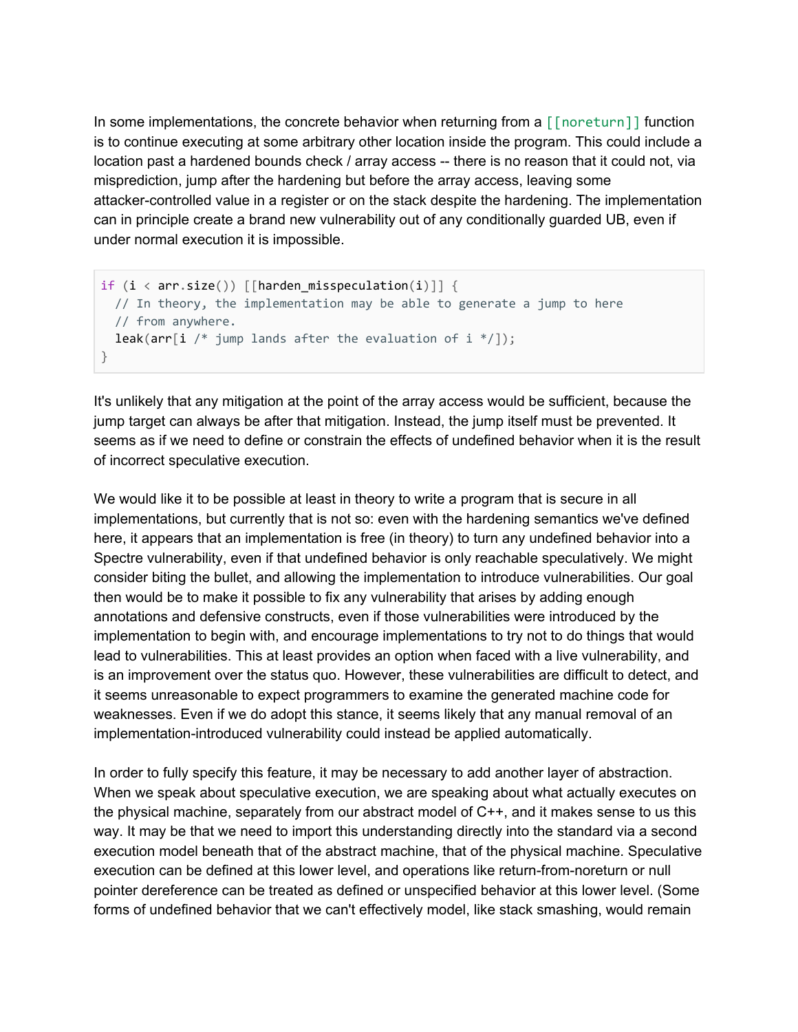In some implementations, the concrete behavior when returning from a `[[noreturn]]` function is to continue executing at some arbitrary other location inside the program. This could include a location past a hardened bounds check / array access -- there is no reason that it could not, via misprediction, jump after the hardening but before the array access, leaving some attacker-controlled value in a register or on the stack despite the hardening. The implementation can in principle create a brand new vulnerability out of any conditionally guarded UB, even if under normal execution it is impossible.

```
if (i < arr.size()) [[harden_misspeculation(i)]] {
  // In theory, the implementation may be able to generate a jump to here
  // from anywhere.
  leak(arr[i /* jump lands after the evaluation of i */]);
}
```

It's unlikely that any mitigation at the point of the array access would be sufficient, because the jump target can always be after that mitigation. Instead, the jump itself must be prevented. It seems as if we need to define or constrain the effects of undefined behavior when it is the result of incorrect speculative execution.

We would like it to be possible at least in theory to write a program that is secure in all implementations, but currently that is not so: even with the hardening semantics we've defined here, it appears that an implementation is free (in theory) to turn any undefined behavior into a Spectre vulnerability, even if that undefined behavior is only reachable speculatively. We might consider biting the bullet, and allowing the implementation to introduce vulnerabilities. Our goal then would be to make it possible to fix any vulnerability that arises by adding enough annotations and defensive constructs, even if those vulnerabilities were introduced by the implementation to begin with, and encourage implementations to try not to do things that would lead to vulnerabilities. This at least provides an option when faced with a live vulnerability, and is an improvement over the status quo. However, these vulnerabilities are difficult to detect, and it seems unreasonable to expect programmers to examine the generated machine code for weaknesses. Even if we do adopt this stance, it seems likely that any manual removal of an implementation-introduced vulnerability could instead be applied automatically.

In order to fully specify this feature, it may be necessary to add another layer of abstraction. When we speak about speculative execution, we are speaking about what actually executes on the physical machine, separately from our abstract model of C++, and it makes sense to us this way. It may be that we need to import this understanding directly into the standard via a second execution model beneath that of the abstract machine, that of the physical machine. Speculative execution can be defined at this lower level, and operations like return-from-noreturn or null pointer dereference can be treated as defined or unspecified behavior at this lower level. (Some forms of undefined behavior that we can't effectively model, like stack smashing, would remain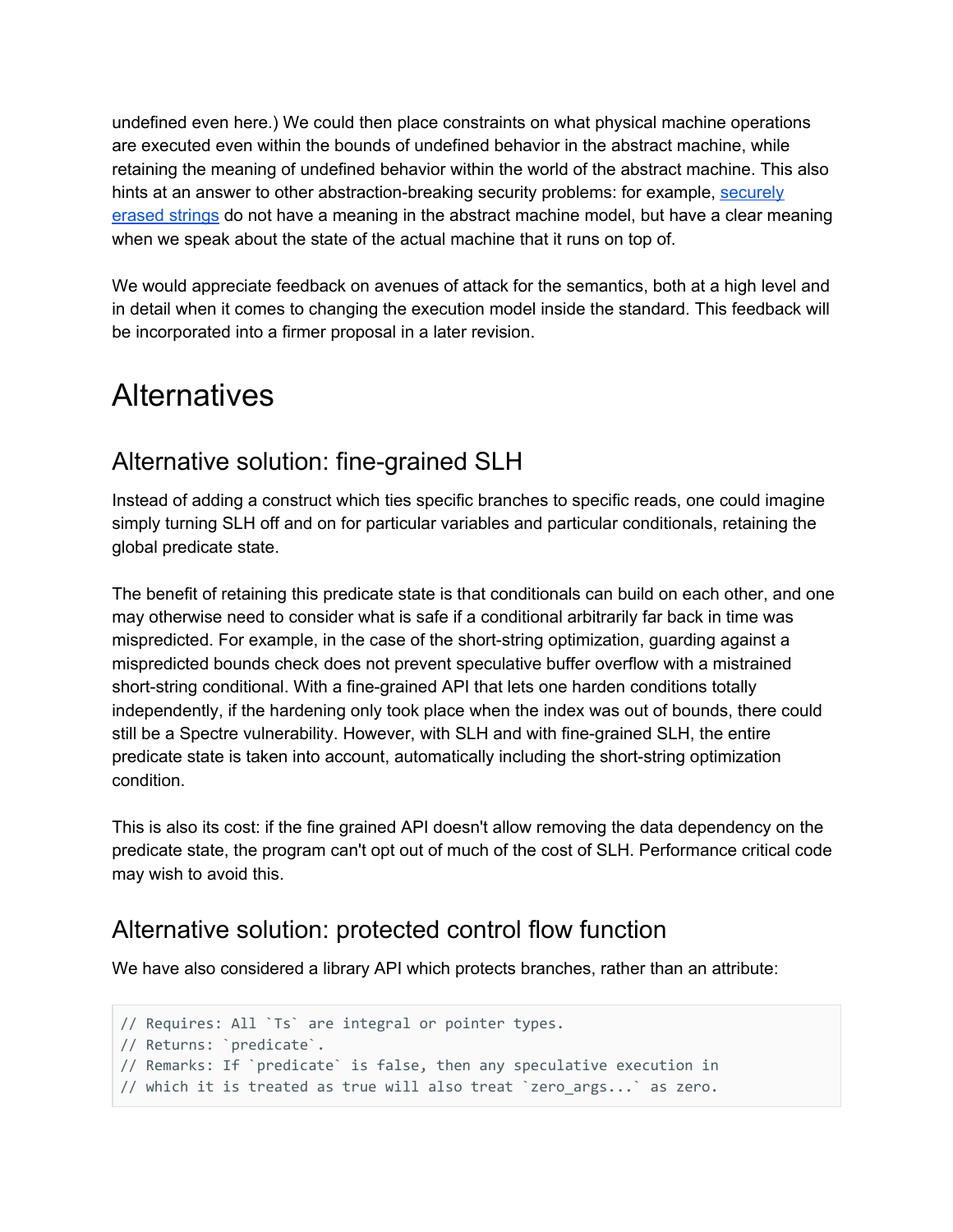undefined even here.) We could then place constraints on what physical machine operations are executed even within the bounds of undefined behavior in the abstract machine, while retaining the meaning of undefined behavior within the world of the abstract machine. This also hints at an answer to other abstraction-breaking security problems: for example, [securely erased strings](securely erased strings) do not have a meaning in the abstract machine model, but have a clear meaning when we speak about the state of the actual machine that it runs on top of.

We would appreciate feedback on avenues of attack for the semantics, both at a high level and in detail when it comes to changing the execution model inside the standard. This feedback will be incorporated into a firmer proposal in a later revision.

# Alternatives

## Alternative solution: fine-grained SLH

Instead of adding a construct which ties specific branches to specific reads, one could imagine simply turning SLH off and on for particular variables and particular conditionals, retaining the global predicate state.

The benefit of retaining this predicate state is that conditionals can build on each other, and one may otherwise need to consider what is safe if a conditional arbitrarily far back in time was mispredicted. For example, in the case of the short-string optimization, guarding against a mispredicted bounds check does not prevent speculative buffer overflow with a mistrained short-string conditional. With a fine-grained API that lets one harden conditions totally independently, if the hardening only took place when the index was out of bounds, there could still be a Spectre vulnerability. However, with SLH and with fine-grained SLH, the entire predicate state is taken into account, automatically including the short-string optimization condition.

This is also its cost: if the fine grained API doesn't allow removing the data dependency on the predicate state, the program can't opt out of much of the cost of SLH. Performance critical code may wish to avoid this.

## Alternative solution: protected control flow function

We have also considered a library API which protects branches, rather than an attribute:

```
// Requires: All `Ts` are integral or pointer types.
// Returns: `predicate`.
// Remarks: If `predicate` is false, then any speculative execution in
// which it is treated as true will also treat `zero_args...` as zero.
```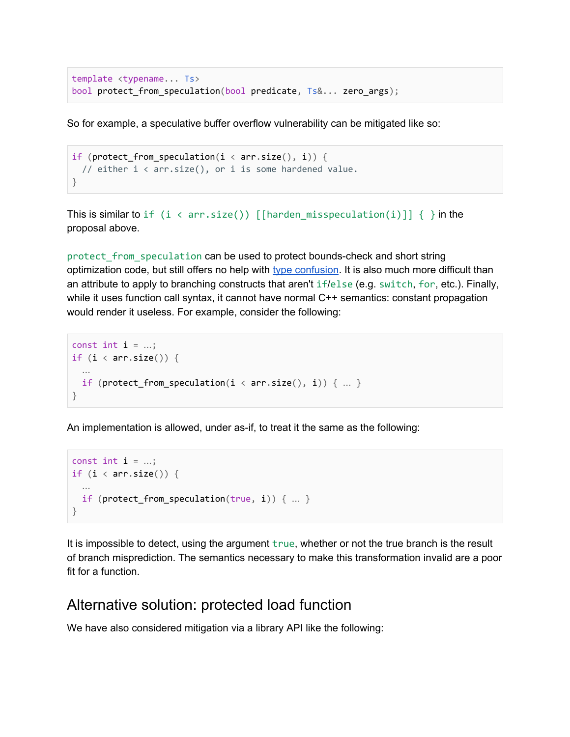```
template <typename... Ts>
bool protect_from_speculation(bool predicate, Ts&... zero_args);
```

So for example, a speculative buffer overflow vulnerability can be mitigated like so:

```
if (protect_from_speculation(i < arr.size(), i)) {
  // either i < arr.size(), or i is some hardened value.
}
```

This is similar to `if (i < arr.size()) [[harden_misspeculation(i)]] { }` in the proposal above.

`protect_from_speculation` can be used to protect bounds-check and short string optimization code, but still offers no help with type confusion. It is also much more difficult than an attribute to apply to branching constructs that aren't `if`/`else` (e.g. `switch`, `for`, etc.). Finally, while it uses function call syntax, it cannot have normal C++ semantics: constant propagation would render it useless. For example, consider the following:

```
const int i = …;
if (i < arr.size()) {
  …
  if (protect_from_speculation(i < arr.size(), i)) { … }
}
```

An implementation is allowed, under as-if, to treat it the same as the following:

```
const int i = …;
if (i < arr.size()) {
  …
  if (protect_from_speculation(true, i)) { … }
}
```

It is impossible to detect, using the argument `true`, whether or not the true branch is the result of branch misprediction. The semantics necessary to make this transformation invalid are a poor fit for a function.

## Alternative solution: protected load function

We have also considered mitigation via a library API like the following: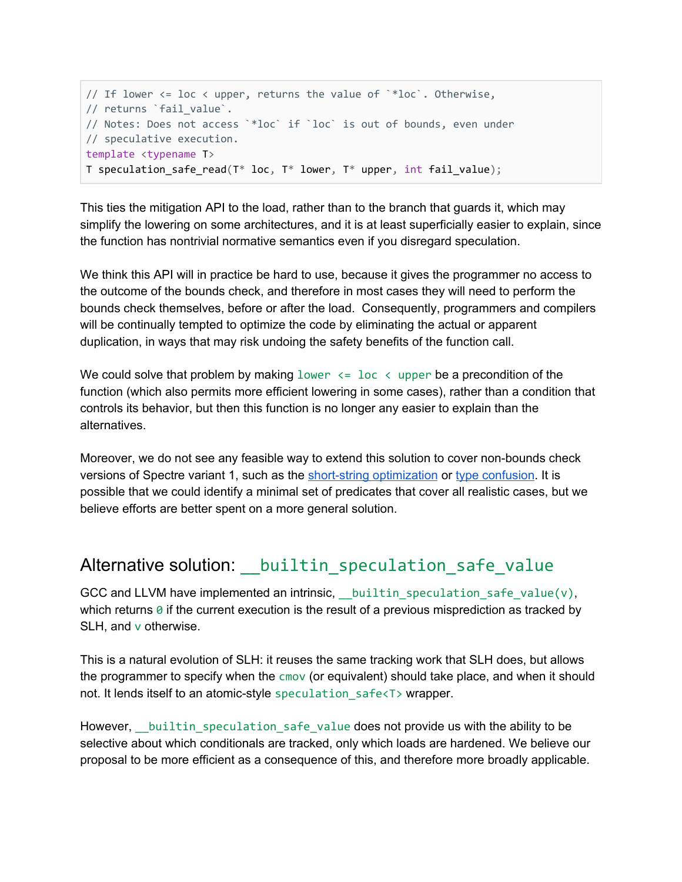```
// If lower <= loc < upper, returns the value of `*loc`. Otherwise,
// returns `fail_value`.
// Notes: Does not access `*loc` if `loc` is out of bounds, even under
// speculative execution.
template <typename T>
T speculation_safe_read(T* loc, T* lower, T* upper, int fail_value);
```

This ties the mitigation API to the load, rather than to the branch that guards it, which may simplify the lowering on some architectures, and it is at least superficially easier to explain, since the function has nontrivial normative semantics even if you disregard speculation.

We think this API will in practice be hard to use, because it gives the programmer no access to the outcome of the bounds check, and therefore in most cases they will need to perform the bounds check themselves, before or after the load. Consequently, programmers and compilers will be continually tempted to optimize the code by eliminating the actual or apparent duplication, in ways that may risk undoing the safety benefits of the function call.

We could solve that problem by making `lower <= loc < upper` be a precondition of the function (which also permits more efficient lowering in some cases), rather than a condition that controls its behavior, but then this function is no longer any easier to explain than the alternatives.

Moreover, we do not see any feasible way to extend this solution to cover non-bounds check versions of Spectre variant 1, such as the short-string optimization or type confusion. It is possible that we could identify a minimal set of predicates that cover all realistic cases, but we believe efforts are better spent on a more general solution.

## Alternative solution: `__builtin_speculation_safe_value`

GCC and LLVM have implemented an intrinsic, `__builtin_speculation_safe_value(v)`, which returns `0` if the current execution is the result of a previous misprediction as tracked by SLH, and `v` otherwise.

This is a natural evolution of SLH: it reuses the same tracking work that SLH does, but allows the programmer to specify when the `cmov` (or equivalent) should take place, and when it should not. It lends itself to an atomic-style `speculation_safe<T>` wrapper.

However, `__builtin_speculation_safe_value` does not provide us with the ability to be selective about which conditionals are tracked, only which loads are hardened. We believe our proposal to be more efficient as a consequence of this, and therefore more broadly applicable.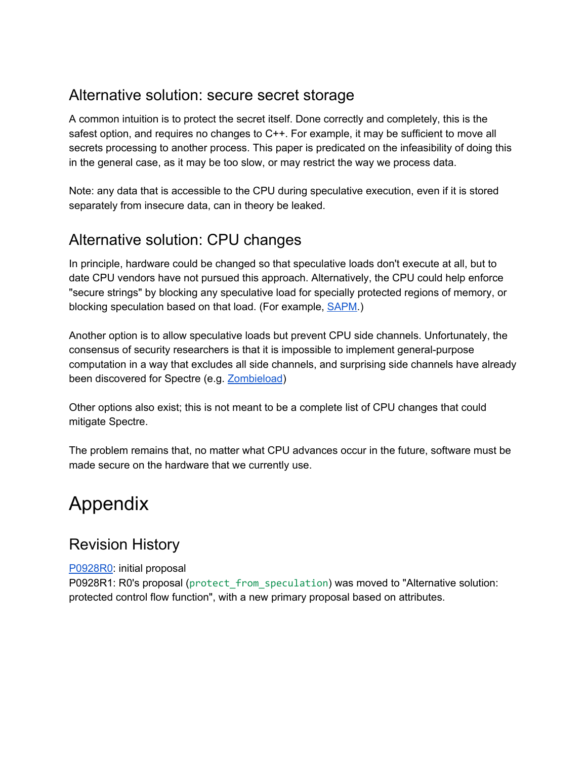## Alternative solution: secure secret storage

A common intuition is to protect the secret itself. Done correctly and completely, this is the safest option, and requires no changes to C++. For example, it may be sufficient to move all secrets processing to another process. This paper is predicated on the infeasibility of doing this in the general case, as it may be too slow, or may restrict the way we process data.

Note: any data that is accessible to the CPU during speculative execution, even if it is stored separately from insecure data, can in theory be leaked.

## Alternative solution: CPU changes

In principle, hardware could be changed so that speculative loads don't execute at all, but to date CPU vendors have not pursued this approach. Alternatively, the CPU could help enforce "secure strings" by blocking any speculative load for specially protected regions of memory, or blocking speculation based on that load. (For example, SAPM.)

Another option is to allow speculative loads but prevent CPU side channels. Unfortunately, the consensus of security researchers is that it is impossible to implement general-purpose computation in a way that excludes all side channels, and surprising side channels have already been discovered for Spectre (e.g. Zombieload)

Other options also exist; this is not meant to be a complete list of CPU changes that could mitigate Spectre.

The problem remains that, no matter what CPU advances occur in the future, software must be made secure on the hardware that we currently use.

# Appendix

## Revision History

P0928R0: initial proposal
P0928R1: R0's proposal (`protect_from_speculation`) was moved to "Alternative solution: protected control flow function", with a new primary proposal based on attributes.